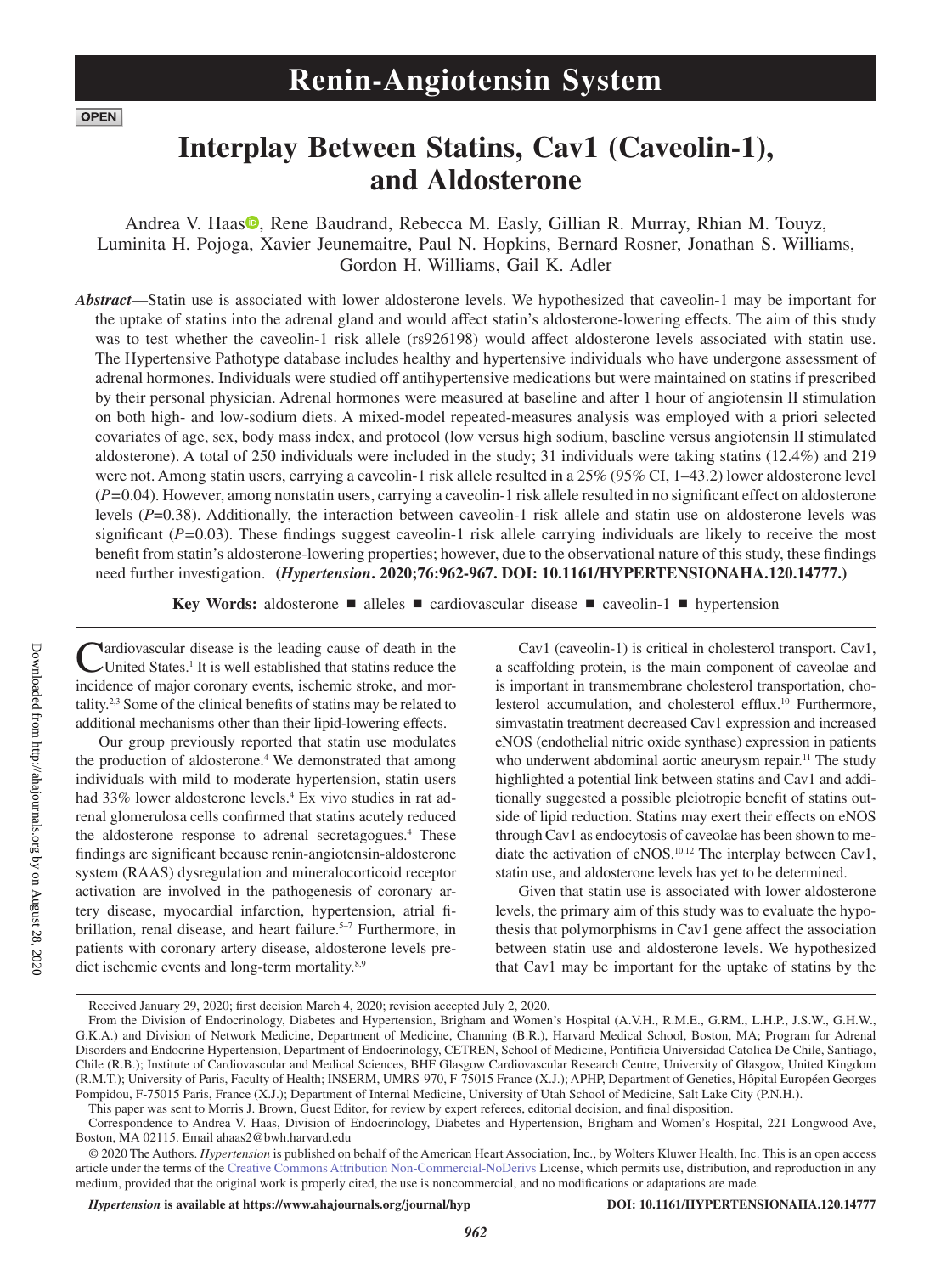Renin-Angiotensin System

OPEN

# Interplay Between Statins, Cav1 (Caveolin-1), and Aldosterone

Andrea V. Haas, Rene Baudrand, Rebecca M. Easly, Gillian R. Murray, Rhian M. Touyz, Luminita H. Pojoga, Xavier Jeunemaitre, Paul N. Hopkins, Bernard Rosner, Jonathan S. Williams, Gordon H. Williams, Gail K. Adler

***Abstract*****—**Statin use is associated with lower aldosterone levels. We hypothesized that caveolin-1 may be important for the uptake of statins into the adrenal gland and would affect statin's aldosterone-lowering effects. The aim of this study was to test whether the caveolin-1 risk allele (rs926198) would affect aldosterone levels associated with statin use. The Hypertensive Pathotype database includes healthy and hypertensive individuals who have undergone assessment of adrenal hormones. Individuals were studied off antihypertensive medications but were maintained on statins if prescribed by their personal physician. Adrenal hormones were measured at baseline and after 1 hour of angiotensin II stimulation on both high- and low-sodium diets. A mixed-model repeated-measures analysis was employed with a priori selected covariates of age, sex, body mass index, and protocol (low versus high sodium, baseline versus angiotensin II stimulated aldosterone). A total of 250 individuals were included in the study; 31 individuals were taking statins (12.4%) and 219 were not. Among statin users, carrying a caveolin-1 risk allele resulted in a 25% (95% CI, 1–43.2) lower aldosterone level ($P$=0.04). However, among nonstatin users, carrying a caveolin-1 risk allele resulted in no significant effect on aldosterone levels ($P$=0.38). Additionally, the interaction between caveolin-1 risk allele and statin use on aldosterone levels was significant ($P$=0.03). These findings suggest caveolin-1 risk allele carrying individuals are likely to receive the most benefit from statin's aldosterone-lowering properties; however, due to the observational nature of this study, these findings need further investigation. **(*Hypertension*. 2020;76:962-967. DOI: 10.1161/HYPERTENSIONAHA.120.14777.)**

**Key Words:** aldosterone ■ alleles ■ cardiovascular disease ■ caveolin-1 ■ hypertension

Cardiovascular disease is the leading cause of death in the United States.[1] It is well established that statins reduce the incidence of major coronary events, ischemic stroke, and mortality.[2,3] Some of the clinical benefits of statins may be related to additional mechanisms other than their lipid-lowering effects.

Our group previously reported that statin use modulates the production of aldosterone.[4] We demonstrated that among individuals with mild to moderate hypertension, statin users had 33% lower aldosterone levels.[4] Ex vivo studies in rat adrenal glomerulosa cells confirmed that statins acutely reduced the aldosterone response to adrenal secretagogues.[4] These findings are significant because renin-angiotensin-aldosterone system (RAAS) dysregulation and mineralocorticoid receptor activation are involved in the pathogenesis of coronary artery disease, myocardial infarction, hypertension, atrial fibrillation, renal disease, and heart failure.[5–7] Furthermore, in patients with coronary artery disease, aldosterone levels predict ischemic events and long-term mortality.[8,9]

Cav1 (caveolin-1) is critical in cholesterol transport. Cav1, a scaffolding protein, is the main component of caveolae and is important in transmembrane cholesterol transportation, cholesterol accumulation, and cholesterol efflux.[10] Furthermore, simvastatin treatment decreased Cav1 expression and increased eNOS (endothelial nitric oxide synthase) expression in patients who underwent abdominal aortic aneurysm repair.[11] The study highlighted a potential link between statins and Cav1 and additionally suggested a possible pleiotropic benefit of statins outside of lipid reduction. Statins may exert their effects on eNOS through Cav1 as endocytosis of caveolae has been shown to mediate the activation of eNOS.[10,12] The interplay between Cav1, statin use, and aldosterone levels has yet to be determined.

Given that statin use is associated with lower aldosterone levels, the primary aim of this study was to evaluate the hypothesis that polymorphisms in Cav1 gene affect the association between statin use and aldosterone levels. We hypothesized that Cav1 may be important for the uptake of statins by the

Received January 29, 2020; first decision March 4, 2020; revision accepted July 2, 2020.

From the Division of Endocrinology, Diabetes and Hypertension, Brigham and Women's Hospital (A.V.H., R.M.E., G.R.M., L.H.P., J.S.W., G.H.W., G.K.A.) and Division of Network Medicine, Department of Medicine, Channing (B.R.), Harvard Medical School, Boston, MA; Program for Adrenal Disorders and Endocrine Hypertension, Department of Endocrinology, CETREN, School of Medicine, Pontificia Universidad Catolica De Chile, Santiago, Chile (R.B.); Institute of Cardiovascular and Medical Sciences, BHF Glasgow Cardiovascular Research Centre, University of Glasgow, United Kingdom (R.M.T.); University of Paris, Faculty of Health; INSERM, UMRS-970, F-75015 France (X.J.); APHP, Department of Genetics, Hôpital Européen Georges Pompidou, F-75015 Paris, France (X.J.); Department of Internal Medicine, University of Utah School of Medicine, Salt Lake City (P.N.H.).

This paper was sent to Morris J. Brown, Guest Editor, for review by expert referees, editorial decision, and final disposition.

Correspondence to Andrea V. Haas, Division of Endocrinology, Diabetes and Hypertension, Brigham and Women's Hospital, 221 Longwood Ave, Boston, MA 02115. Email ahaas2@bwh.harvard.edu

© 2020 The Authors. *Hypertension* is published on behalf of the American Heart Association, Inc., by Wolters Kluwer Health, Inc. This is an open access article under the terms of the Creative Commons Attribution Non-Commercial-NoDerivs License, which permits use, distribution, and reproduction in any medium, provided that the original work is properly cited, the use is noncommercial, and no modifications or adaptations are made.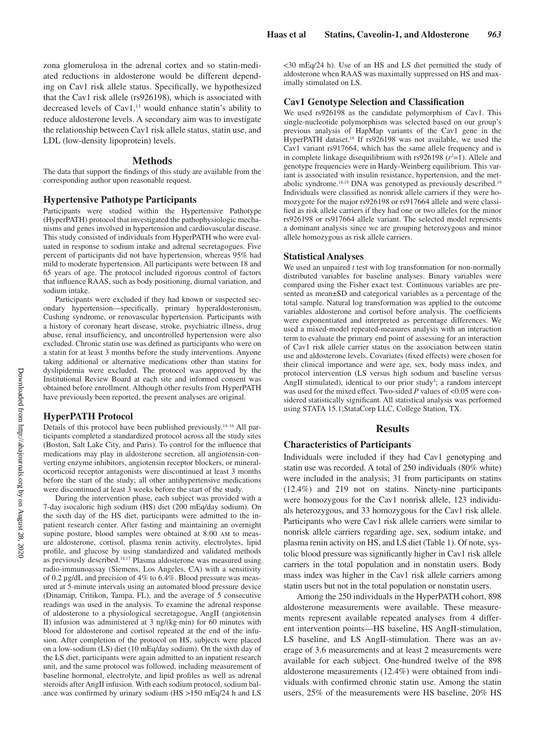zona glomerulosa in the adrenal cortex and so statin-mediated reductions in aldosterone would be different depending on Cav1 risk allele status. Specifically, we hypothesized that the Cav1 risk allele (rs926198), which is associated with decreased levels of Cav1,[13] would enhance statin's ability to reduce aldosterone levels. A secondary aim was to investigate the relationship between Cav1 risk allele status, statin use, and LDL (low-density lipoprotein) levels.

## Methods

The data that support the findings of this study are available from the corresponding author upon reasonable request.

### Hypertensive Pathotype Participants

Participants were studied within the Hypertensive Pathotype (HyperPATH) protocol that investigated the pathophysiologic mechanisms and genes involved in hypertension and cardiovascular disease. This study consisted of individuals from HyperPATH who were evaluated in response to sodium intake and adrenal secretagogues. Five percent of participants did not have hypertension, whereas 95% had mild to moderate hypertension. All participants were between 18 and 65 years of age. The protocol included rigorous control of factors that influence RAAS, such as body positioning, diurnal variation, and sodium intake.

Participants were excluded if they had known or suspected secondary hypertension—specifically, primary hyperaldosteronism, Cushing syndrome, or renovascular hypertension. Participants with a history of coronary heart disease, stroke, psychiatric illness, drug abuse, renal insufficiency, and uncontrolled hypertension were also excluded. Chronic statin use was defined as participants who were on a statin for at least 3 months before the study interventions. Anyone taking additional or alternative medications other than statins for dyslipidemia were excluded. The protocol was approved by the Institutional Review Board at each site and informed consent was obtained before enrollment. Although other results from HyperPATH have previously been reported, the present analyses are original.

### HyperPATH Protocol

Details of this protocol have been published previously.[14–16] All participants completed a standardized protocol across all the study sites (Boston, Salt Lake City, and Paris). To control for the influence that medications may play in aldosterone secretion, all angiotensin-converting enzyme inhibitors, angiotensin receptor blockers, or mineralocorticoid receptor antagonists were discontinued at least 3 months before the start of the study; all other antihypertensive medications were discontinued at least 3 weeks before the start of the study.

During the intervention phase, each subject was provided with a 7-day isocaloric high sodium (HS) diet (200 mEq/day sodium). On the sixth day of the HS diet, participants were admitted to the inpatient research center. After fasting and maintaining an overnight supine posture, blood samples were obtained at 8:00 AM to measure aldosterone, cortisol, plasma renin activity, electrolytes, lipid profile, and glucose by using standardized and validated methods as previously described.[14,17] Plasma aldosterone was measured using radio-immunoassay (Siemens, Los Angeles, CA) with a sensitivity of 0.2 µg/dL and precision of 4% to 6.4%. Blood pressure was measured at 5-minute intervals using an automated blood pressure device (Dinamap, Critikon, Tampa, FL), and the average of 5 consecutive readings was used in the analysis. To examine the adrenal response of aldosterone to a physiological secretagogue, AngII (angiotensin II) infusion was administered at 3 ng/(kg·min) for 60 minutes with blood for aldosterone and cortisol repeated at the end of the infusion. After completion of the protocol on HS, subjects were placed on a low-sodium (LS) diet (10 mEq/day sodium). On the sixth day of the LS diet, participants were again admitted to an inpatient research unit, and the same protocol was followed, including measurement of baseline hormonal, electrolyte, and lipid profiles as well as adrenal steroids after AngII infusion. With each sodium protocol, sodium balance was confirmed by urinary sodium (HS >150 mEq/24 h and LS <30 mEq/24 h). Use of an HS and LS diet permitted the study of aldosterone when RAAS was maximally suppressed on HS and maximally stimulated on LS.

### Cav1 Genotype Selection and Classification

We used rs926198 as the candidate polymorphism of Cav1. This single-nucleotide polymorphism was selected based on our group's previous analysis of HapMap variants of the Cav1 gene in the HyperPATH dataset.[18] If rs926198 was not available, we used the Cav1 variant rs917664, which has the same allele frequency and is in complete linkage disequilibrium with rs926198 ($r^2$=1). Allele and genotype frequencies were in Hardy-Weinberg equilibrium. This variant is associated with insulin resistance, hypertension, and the metabolic syndrome.[18,19] DNA was genotyped as previously described.[19] Individuals were classified as nonrisk allele carriers if they were homozygote for the major rs926198 or rs917664 allele and were classified as risk allele carriers if they had one or two alleles for the minor rs926198 or rs917664 allele variant. The selected model represents a dominant analysis since we are grouping heterozygous and minor allele homozygous as risk allele carriers.

### Statistical Analyses

We used an unpaired *t* test with log transformation for non-normally distributed variables for baseline analyses. Binary variables were compared using the Fisher exact test. Continuous variables are presented as mean±SD and categorical variables as a percentage of the total sample. Natural log transformation was applied to the outcome variables aldosterone and cortisol before analysis. The coefficients were exponentiated and interpreted as percentage differences. We used a mixed-model repeated-measures analysis with an interaction term to evaluate the primary end point of assessing for an interaction of Cav1 risk allele carrier status on the association between statin use and aldosterone levels. Covariates (fixed effects) were chosen for their clinical importance and were age, sex, body mass index, and protocol intervention (LS versus high sodium and baseline versus AngII stimulated), identical to our prior study[4]; a random intercept was used for the mixed effect. Two-sided *P* values of <0.05 were considered statistically significant. All statistical analysis was performed using STATA 15.1;StataCorp LLC, College Station, TX.

## Results

### Characteristics of Participants

Individuals were included if they had Cav1 genotyping and statin use was recorded. A total of 250 individuals (80% white) were included in the analysis; 31 from participants on statins (12.4%) and 219 not on statins. Ninety-nine participants were homozygous for the Cav1 nonrisk allele, 123 individuals heterozygous, and 33 homozygous for the Cav1 risk allele. Participants who were Cav1 risk allele carriers were similar to nonrisk allele carriers regarding age, sex, sodium intake, and plasma renin activity on HS, and LS diet (Table 1). Of note, systolic blood pressure was significantly higher in Cav1 risk allele carriers in the total population and in nonstatin users. Body mass index was higher in the Cav1 risk allele carriers among statin users but not in the total population or nonstatin users.

Among the 250 individuals in the HyperPATH cohort, 898 aldosterone measurements were available. These measurements represent available repeated analyses from 4 different intervention points—HS baseline, HS AngII-stimulation, LS baseline, and LS AngII-stimulation. There was an average of 3.6 measurements and at least 2 measurements were available for each subject. One-hundred twelve of the 898 aldosterone measurements (12.4%) were obtained from individuals with confirmed chronic statin use. Among the statin users, 25% of the measurements were HS baseline, 20% HS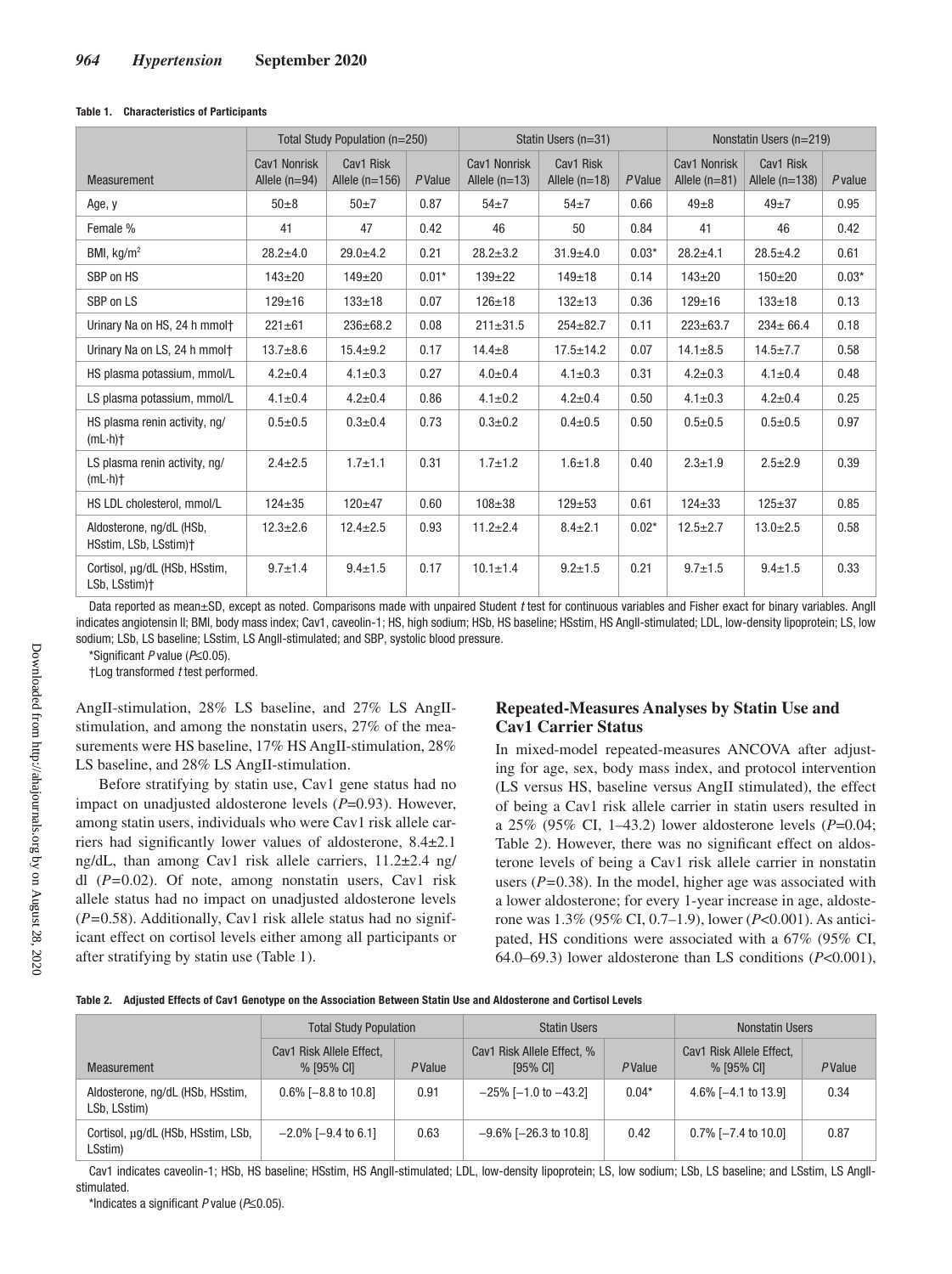**Table 1. Characteristics of Participants**

| Measurement | Total Study Population (n=250) | | | Statin Users (n=31) | | | Nonstatin Users (n=219) | | |
|---|---|---|---|---|---|---|---|---|---|
| | Cav1 Nonrisk Allele (n=94) | Cav1 Risk Allele (n=156) | P Value | Cav1 Nonrisk Allele (n=13) | Cav1 Risk Allele (n=18) | P Value | Cav1 Nonrisk Allele (n=81) | Cav1 Risk Allele (n=138) | P value |
| Age, y | 50±8 | 50±7 | 0.87 | 54±7 | 54±7 | 0.66 | 49±8 | 49±7 | 0.95 |
| Female % | 41 | 47 | 0.42 | 46 | 50 | 0.84 | 41 | 46 | 0.42 |
| BMI, kg/m$^2$ | 28.2±4.0 | 29.0±4.2 | 0.21 | 28.2±3.2 | 31.9±4.0 | 0.03* | 28.2±4.1 | 28.5±4.2 | 0.61 |
| SBP on HS | 143±20 | 149±20 | 0.01* | 139±22 | 149±18 | 0.14 | 143±20 | 150±20 | 0.03* |
| SBP on LS | 129±16 | 133±18 | 0.07 | 126±18 | 132±13 | 0.36 | 129±16 | 133±18 | 0.13 |
| Urinary Na on HS, 24 h mmol† | 221±61 | 236±68.2 | 0.08 | 211±31.5 | 254±82.7 | 0.11 | 223±63.7 | 234± 66.4 | 0.18 |
| Urinary Na on LS, 24 h mmol† | 13.7±8.6 | 15.4±9.2 | 0.17 | 14.4±8 | 17.5±14.2 | 0.07 | 14.1±8.5 | 14.5±7.7 | 0.58 |
| HS plasma potassium, mmol/L | 4.2±0.4 | 4.1±0.3 | 0.27 | 4.0±0.4 | 4.1±0.3 | 0.31 | 4.2±0.3 | 4.1±0.4 | 0.48 |
| LS plasma potassium, mmol/L | 4.1±0.4 | 4.2±0.4 | 0.86 | 4.1±0.2 | 4.2±0.4 | 0.50 | 4.1±0.3 | 4.2±0.4 | 0.25 |
| HS plasma renin activity, ng/(mL·h)† | 0.5±0.5 | 0.3±0.4 | 0.73 | 0.3±0.2 | 0.4±0.5 | 0.50 | 0.5±0.5 | 0.5±0.5 | 0.97 |
| LS plasma renin activity, ng/(mL·h)† | 2.4±2.5 | 1.7±1.1 | 0.31 | 1.7±1.2 | 1.6±1.8 | 0.40 | 2.3±1.9 | 2.5±2.9 | 0.39 |
| HS LDL cholesterol, mmol/L | 124±35 | 120±47 | 0.60 | 108±38 | 129±53 | 0.61 | 124±33 | 125±37 | 0.85 |
| Aldosterone, ng/dL (HSb, HSstim, LSb, LSstim)† | 12.3±2.6 | 12.4±2.5 | 0.93 | 11.2±2.4 | 8.4±2.1 | 0.02* | 12.5±2.7 | 13.0±2.5 | 0.58 |
| Cortisol, μg/dL (HSb, HSstim, LSb, LSstim)† | 9.7±1.4 | 9.4±1.5 | 0.17 | 10.1±1.4 | 9.2±1.5 | 0.21 | 9.7±1.5 | 9.4±1.5 | 0.33 |

Data reported as mean±SD, except as noted. Comparisons made with unpaired Student *t* test for continuous variables and Fisher exact for binary variables. AngII indicates angiotensin II; BMI, body mass index; Cav1, caveolin-1; HS, high sodium; HSb, HS baseline; HSstim, HS AngII-stimulated; LDL, low-density lipoprotein; LS, low sodium; LSb, LS baseline; LSstim, LS AngII-stimulated; and SBP, systolic blood pressure.

*Significant *P* value (*P*≤0.05).

†Log transformed *t* test performed.

AngII-stimulation, 28% LS baseline, and 27% LS AngII-stimulation, and among the nonstatin users, 27% of the measurements were HS baseline, 17% HS AngII-stimulation, 28% LS baseline, and 28% LS AngII-stimulation.

Before stratifying by statin use, Cav1 gene status had no impact on unadjusted aldosterone levels (*P*=0.93). However, among statin users, individuals who were Cav1 risk allele carriers had significantly lower values of aldosterone, 8.4±2.1 ng/dL, than among Cav1 risk allele carriers, 11.2±2.4 ng/dl (*P*=0.02). Of note, among nonstatin users, Cav1 risk allele status had no impact on unadjusted aldosterone levels (*P*=0.58). Additionally, Cav1 risk allele status had no significant effect on cortisol levels either among all participants or after stratifying by statin use (Table 1).

## Repeated-Measures Analyses by Statin Use and Cav1 Carrier Status

In mixed-model repeated-measures ANCOVA after adjusting for age, sex, body mass index, and protocol intervention (LS versus HS, baseline versus AngII stimulated), the effect of being a Cav1 risk allele carrier in statin users resulted in a 25% (95% CI, 1–43.2) lower aldosterone levels (*P*=0.04; Table 2). However, there was no significant effect on aldosterone levels of being a Cav1 risk allele carrier in nonstatin users (*P*=0.38). In the model, higher age was associated with a lower aldosterone; for every 1-year increase in age, aldosterone was 1.3% (95% CI, 0.7–1.9), lower (*P*<0.001). As anticipated, HS conditions were associated with a 67% (95% CI, 64.0–69.3) lower aldosterone than LS conditions (*P*<0.001),

**Table 2. Adjusted Effects of Cav1 Genotype on the Association Between Statin Use and Aldosterone and Cortisol Levels**

| Measurement | Total Study Population | | Statin Users | | Nonstatin Users | |
|---|---|---|---|---|---|---|
| | Cav1 Risk Allele Effect, % [95% CI] | P Value | Cav1 Risk Allele Effect, % [95% CI] | P Value | Cav1 Risk Allele Effect, % [95% CI] | P Value |
| Aldosterone, ng/dL (HSb, HSstim, LSb, LSstim) | 0.6% [−8.8 to 10.8] | 0.91 | −25% [−1.0 to −43.2] | 0.04* | 4.6% [−4.1 to 13.9] | 0.34 |
| Cortisol, μg/dL (HSb, HSstim, LSb, LSstim) | −2.0% [−9.4 to 6.1] | 0.63 | −9.6% [−26.3 to 10.8] | 0.42 | 0.7% [−7.4 to 10.0] | 0.87 |

Cav1 indicates caveolin-1; HSb, HS baseline; HSstim, HS AngII-stimulated; LDL, low-density lipoprotein; LS, low sodium; LSb, LS baseline; and LSstim, LS AngII-stimulated.

*Indicates a significant *P* value (*P*≤0.05).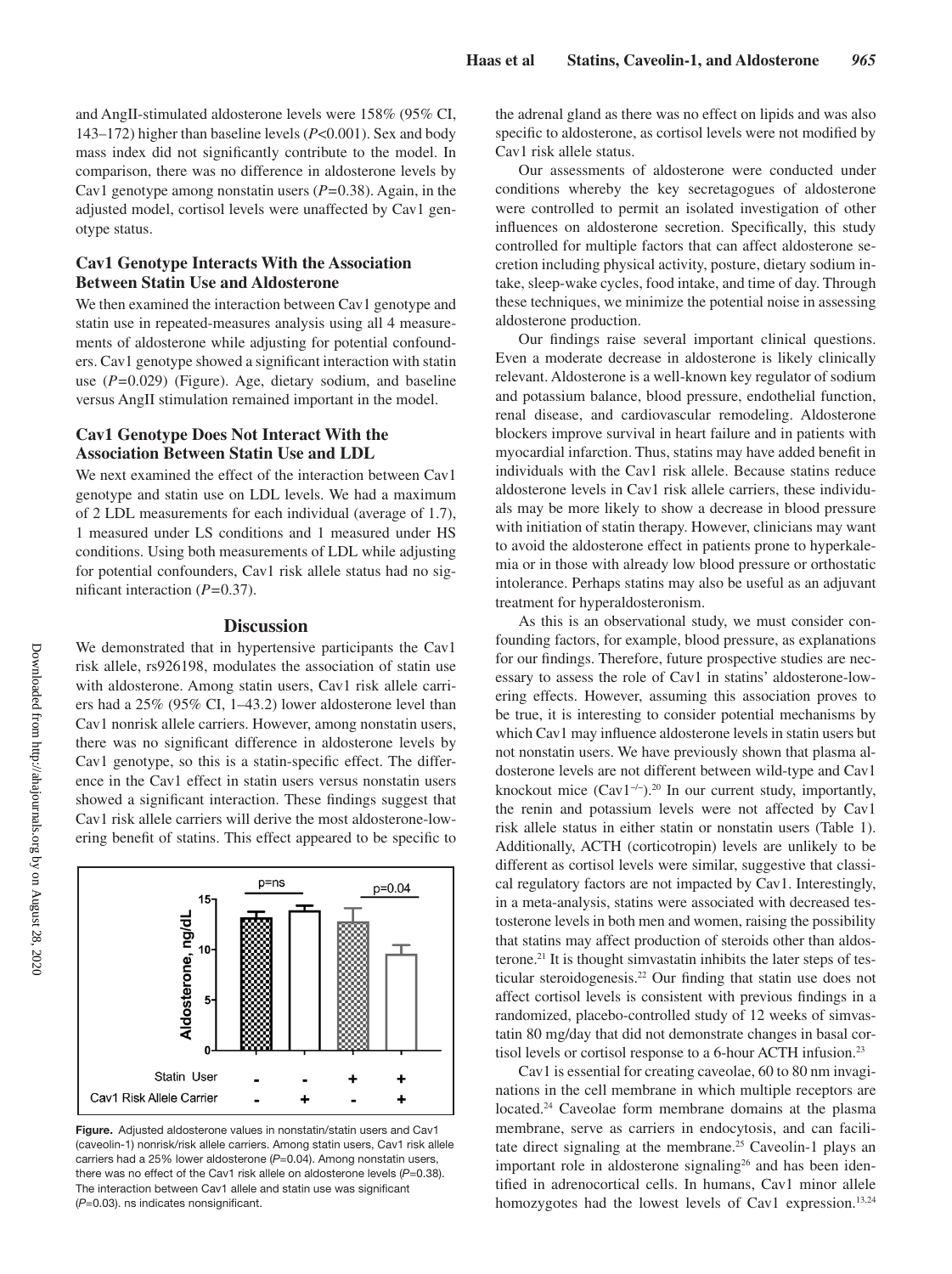and AngII-stimulated aldosterone levels were 158% (95% CI, 143–172) higher than baseline levels ($P<0.001$). Sex and body mass index did not significantly contribute to the model. In comparison, there was no difference in aldosterone levels by Cav1 genotype among nonstatin users ($P=0.38$). Again, in the adjusted model, cortisol levels were unaffected by Cav1 genotype status.

### Cav1 Genotype Interacts With the Association Between Statin Use and Aldosterone

We then examined the interaction between Cav1 genotype and statin use in repeated-measures analysis using all 4 measurements of aldosterone while adjusting for potential confounders. Cav1 genotype showed a significant interaction with statin use ($P=0.029$) (Figure). Age, dietary sodium, and baseline versus AngII stimulation remained important in the model.

### Cav1 Genotype Does Not Interact With the Association Between Statin Use and LDL

We next examined the effect of the interaction between Cav1 genotype and statin use on LDL levels. We had a maximum of 2 LDL measurements for each individual (average of 1.7), 1 measured under LS conditions and 1 measured under HS conditions. Using both measurements of LDL while adjusting for potential confounders, Cav1 risk allele status had no significant interaction ($P=0.37$).

## Discussion

We demonstrated that in hypertensive participants the Cav1 risk allele, rs926198, modulates the association of statin use with aldosterone. Among statin users, Cav1 risk allele carriers had a 25% (95% CI, 1–43.2) lower aldosterone level than Cav1 nonrisk allele carriers. However, among nonstatin users, there was no significant difference in aldosterone levels by Cav1 genotype, so this is a statin-specific effect. The difference in the Cav1 effect in statin users versus nonstatin users showed a significant interaction. These findings suggest that Cav1 risk allele carriers will derive the most aldosterone-lowering benefit of statins. This effect appeared to be specific to the adrenal gland as there was no effect on lipids and was also specific to aldosterone, as cortisol levels were not modified by Cav1 risk allele status.

**Figure.** Adjusted aldosterone values in nonstatin/statin users and Cav1 (caveolin-1) nonrisk/risk allele carriers. Among statin users, Cav1 risk allele carriers had a 25% lower aldosterone ($P=0.04$). Among nonstatin users, there was no effect of the Cav1 risk allele on aldosterone levels ($P=0.38$). The interaction between Cav1 allele and statin use was significant ($P=0.03$). ns indicates nonsignificant.

Our assessments of aldosterone were conducted under conditions whereby the key secretagogues of aldosterone were controlled to permit an isolated investigation of other influences on aldosterone secretion. Specifically, this study controlled for multiple factors that can affect aldosterone secretion including physical activity, posture, dietary sodium intake, sleep-wake cycles, food intake, and time of day. Through these techniques, we minimize the potential noise in assessing aldosterone production.

Our findings raise several important clinical questions. Even a moderate decrease in aldosterone is likely clinically relevant. Aldosterone is a well-known key regulator of sodium and potassium balance, blood pressure, endothelial function, renal disease, and cardiovascular remodeling. Aldosterone blockers improve survival in heart failure and in patients with myocardial infarction. Thus, statins may have added benefit in individuals with the Cav1 risk allele. Because statins reduce aldosterone levels in Cav1 risk allele carriers, these individuals may be more likely to show a decrease in blood pressure with initiation of statin therapy. However, clinicians may want to avoid the aldosterone effect in patients prone to hyperkalemia or in those with already low blood pressure or orthostatic intolerance. Perhaps statins may also be useful as an adjuvant treatment for hyperaldosteronism.

As this is an observational study, we must consider confounding factors, for example, blood pressure, as explanations for our findings. Therefore, future prospective studies are necessary to assess the role of Cav1 in statins' aldosterone-lowering effects. However, assuming this association proves to be true, it is interesting to consider potential mechanisms by which Cav1 may influence aldosterone levels in statin users but not nonstatin users. We have previously shown that plasma aldosterone levels are not different between wild-type and Cav1 knockout mice ($Cav1^{-/-}$).[20] In our current study, importantly, the renin and potassium levels were not affected by Cav1 risk allele status in either statin or nonstatin users (Table 1). Additionally, ACTH (corticotropin) levels are unlikely to be different as cortisol levels were similar, suggestive that classical regulatory factors are not impacted by Cav1. Interestingly, in a meta-analysis, statins were associated with decreased testosterone levels in both men and women, raising the possibility that statins may affect production of steroids other than aldosterone.[21] It is thought simvastatin inhibits the later steps of testicular steroidogenesis.[22] Our finding that statin use does not affect cortisol levels is consistent with previous findings in a randomized, placebo-controlled study of 12 weeks of simvastatin 80 mg/day that did not demonstrate changes in basal cortisol levels or cortisol response to a 6-hour ACTH infusion.[23]

Cav1 is essential for creating caveolae, 60 to 80 nm invaginations in the cell membrane in which multiple receptors are located.[24] Caveolae form membrane domains at the plasma membrane, serve as carriers in endocytosis, and can facilitate direct signaling at the membrane.[25] Caveolin-1 plays an important role in aldosterone signaling[26] and has been identified in adrenocortical cells. In humans, Cav1 minor allele homozygotes had the lowest levels of Cav1 expression.[13,24]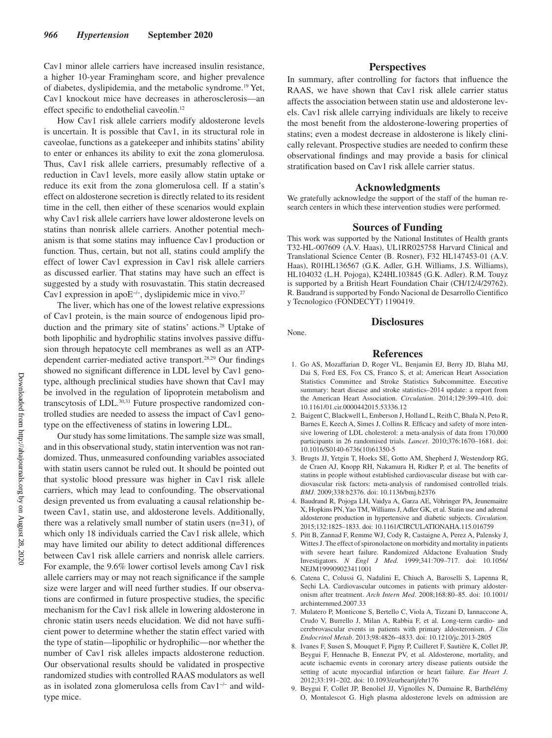Cav1 minor allele carriers have increased insulin resistance, a higher 10-year Framingham score, and higher prevalence of diabetes, dyslipidemia, and the metabolic syndrome.[19] Yet, Cav1 knockout mice have decreases in atherosclerosis—an effect specific to endothelial caveolin.[12]

How Cav1 risk allele carriers modify aldosterone levels is uncertain. It is possible that Cav1, in its structural role in caveolae, functions as a gatekeeper and inhibits statins' ability to enter or enhances its ability to exit the zona glomerulosa. Thus, Cav1 risk allele carriers, presumably reflective of a reduction in Cav1 levels, more easily allow statin uptake or reduce its exit from the zona glomerulosa cell. If a statin's effect on aldosterone secretion is directly related to its resident time in the cell, then either of these scenarios would explain why Cav1 risk allele carriers have lower aldosterone levels on statins than nonrisk allele carriers. Another potential mechanism is that some statins may influence Cav1 production or function. Thus, certain, but not all, statins could amplify the effect of lower Cav1 expression in Cav1 risk allele carriers as discussed earlier. That statins may have such an effect is suggested by a study with rosuvastatin. This statin decreased Cav1 expression in apo$E^{-/-}$, dyslipidemic mice in vivo.[27]

The liver, which has one of the lowest relative expressions of Cav1 protein, is the main source of endogenous lipid production and the primary site of statins' actions.[28] Uptake of both lipophilic and hydrophilic statins involves passive diffusion through hepatocyte cell membranes as well as an ATP-dependent carrier-mediated active transport.[28,29] Our findings showed no significant difference in LDL level by Cav1 genotype, although preclinical studies have shown that Cav1 may be involved in the regulation of lipoprotein metabolism and transcytosis of LDL.[30,31] Future prospective randomized controlled studies are needed to assess the impact of Cav1 genotype on the effectiveness of statins in lowering LDL.

Our study has some limitations. The sample size was small, and in this observational study, statin intervention was not randomized. Thus, unmeasured confounding variables associated with statin users cannot be ruled out. It should be pointed out that systolic blood pressure was higher in Cav1 risk allele carriers, which may lead to confounding. The observational design prevented us from evaluating a causal relationship between Cav1, statin use, and aldosterone levels. Additionally, there was a relatively small number of statin users (n=31), of which only 18 individuals carried the Cav1 risk allele, which may have limited our ability to detect additional differences between Cav1 risk allele carriers and nonrisk allele carriers. For example, the 9.6% lower cortisol levels among Cav1 risk allele carriers may or may not reach significance if the sample size were larger and will need further studies. If our observations are confirmed in future prospective studies, the specific mechanism for the Cav1 risk allele in lowering aldosterone in chronic statin users needs elucidation. We did not have sufficient power to determine whether the statin effect varied with the type of statin—lipophilic or hydrophilic—nor whether the number of Cav1 risk alleles impacts aldosterone reduction. Our observational results should be validated in prospective randomized studies with controlled RAAS modulators as well as in isolated zona glomerulosa cells from $Cav1^{-/-}$ and wild-type mice.

## Perspectives

In summary, after controlling for factors that influence the RAAS, we have shown that Cav1 risk allele carrier status affects the association between statin use and aldosterone levels. Cav1 risk allele carrying individuals are likely to receive the most benefit from the aldosterone-lowering properties of statins; even a modest decrease in aldosterone is likely clinically relevant. Prospective studies are needed to confirm these observational findings and may provide a basis for clinical stratification based on Cav1 risk allele carrier status.

## Acknowledgments

We gratefully acknowledge the support of the staff of the human research centers in which these intervention studies were performed.

## Sources of Funding

This work was supported by the National Institutes of Health grants T32-HL-007609 (A.V. Haas), UL1RR025758 Harvard Clinical and Translational Science Center (B. Rosner), F32 HL147453-01 (A.V. Haas), R01HL136567 (G.K. Adler, G.H. Williams, J.S. Williams), HL104032 (L.H. Pojoga), K24HL103845 (G.K. Adler). R.M. Touyz is supported by a British Heart Foundation Chair (CH/12/4/29762). R. Baudrand is supported by Fondo Nacional de Desarrollo Cientifico y Tecnologico (FONDECYT) 1190419.

## Disclosures

None.

## References

1. Go AS, Mozaffarian D, Roger VL, Benjamin EJ, Berry JD, Blaha MJ, Dai S, Ford ES, Fox CS, Franco S, et al; American Heart Association Statistics Committee and Stroke Statistics Subcommittee. Executive summary: heart disease and stroke statistics–2014 update: a report from the American Heart Association. *Circulation*. 2014;129:399–410. doi: 10.1161/01.cir.0000442015.53336.12
2. Baigent C, Blackwell L, Emberson J, Holland LE, Reith C, Bhala N, Peto R, Barnes E, Keech A, Simes J, Collins R. Efficacy and safety of more intensive lowering of LDL cholesterol: a meta-analysis of data from 170,000 participants in 26 randomised trials. *Lancet*. 2010;376:1670–1681. doi: 10.1016/S0140-6736(10)61350-5
3. Brugts JJ, Yetgin T, Hoeks SE, Gotto AM, Shepherd J, Westendorp RG, de Craen AJ, Knopp RH, Nakamura H, Ridker P, et al. The benefits of statins in people without established cardiovascular disease but with cardiovascular risk factors: meta-analysis of randomised controlled trials. *BMJ*. 2009;338:b2376. doi: 10.1136/bmj.b2376
4. Baudrand R, Pojoga LH, Vaidya A, Garza AE, Vöhringer PA, Jeunemaitre X, Hopkins PN, Yao TM, Williams J, Adler GK, et al. Statin use and adrenal aldosterone production in hypertensive and diabetic subjects. *Circulation*. 2015;132:1825–1833. doi: 10.1161/CIRCULATIONAHA.115.016759
5. Pitt B, Zannad F, Remme WJ, Cody R, Castaigne A, Perez A, Palensky J, Wittes J. The effect of spironolactone on morbidity and mortality in patients with severe heart failure. Randomized Aldactone Evaluation Study Investigators. *N Engl J Med*. 1999;341:709–717. doi: 10.1056/NEJM199909023411001
6. Catena C, Colussi G, Nadalini E, Chiuch A, Baroselli S, Lapenna R, Sechi LA. Cardiovascular outcomes in patients with primary aldosteronism after treatment. *Arch Intern Med*. 2008;168:80–85. doi: 10.1001/archinternmed.2007.33
7. Mulatero P, Monticone S, Bertello C, Viola A, Tizzani D, Iannaccone A, Crudo V, Burrello J, Milan A, Rabbia F, et al. Long-term cardio- and cerebrovascular events in patients with primary aldosteronism. *J Clin Endocrinol Metab*. 2013;98:4826–4833. doi: 10.1210/jc.2013-2805
8. Ivanes F, Susen S, Mouquet F, Pigny P, Cuilleret F, Sautière K, Collet JP, Beygui F, Hennache B, Ennezat PV, et al. Aldosterone, mortality, and acute ischaemic events in coronary artery disease patients outside the setting of acute myocardial infarction or heart failure. *Eur Heart J*. 2012;33:191–202. doi: 10.1093/eurheartj/ehr176
9. Beygui F, Collet JP, Benoliel JJ, Vignolles N, Dumaine R, Barthélémy O, Montalescot G. High plasma aldosterone levels on admission are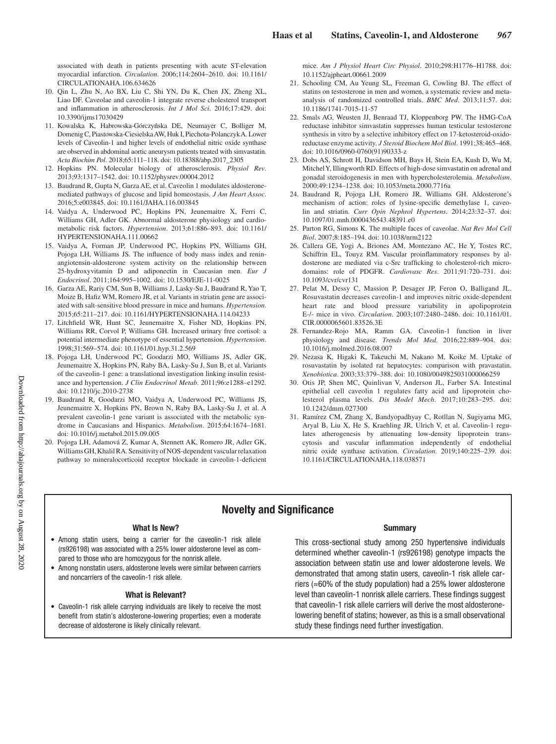associated with death in patients presenting with acute ST-elevation myocardial infarction. *Circulation*. 2006;114:2604–2610. doi: 10.1161/CIRCULATIONAHA.106.634626

10. Qin L, Zhu N, Ao BX, Liu C, Shi YN, Du K, Chen JX, Zheng XL, Liao DF. Caveolae and caveolin-1 integrate reverse cholesterol transport and inflammation in atherosclerosis. *Int J Mol Sci*. 2016;17:429. doi: 10.3390/ijms17030429
11. Kowalska K, Habrowska-Górczyńska DE, Neumayer C, Bolliger M, Domenig C, Piastowska-Ciesielska AW, Huk I, Piechota-Polanczyk A. Lower levels of Caveolin-1 and higher levels of endothelial nitric oxide synthase are observed in abdominal aortic aneurysm patients treated with simvastatin. *Acta Biochim Pol*. 2018;65:111–118. doi: 10.18388/abp.2017_2305
12. Hopkins PN. Molecular biology of atherosclerosis. *Physiol Rev*. 2013;93:1317–1542. doi: 10.1152/physrev.00004.2012
13. Baudrand R, Gupta N, Garza AE, et al. Caveolin 1 modulates aldosterone-mediated pathways of glucose and lipid homeostasis. *J Am Heart Assoc*. 2016;5:e003845. doi: 10.1161/JAHA.116.003845
14. Vaidya A, Underwood PC, Hopkins PN, Jeunemaitre X, Ferri C, Williams GH, Adler GK. Abnormal aldosterone physiology and cardiometabolic risk factors. *Hypertension*. 2013;61:886–893. doi: 10.1161/HYPERTENSIONAHA.111.00662
15. Vaidya A, Forman JP, Underwood PC, Hopkins PN, Williams GH, Pojoga LH, Williams JS. The influence of body mass index and renin-angiotensin-aldosterone system activity on the relationship between 25-hydroxyvitamin D and adiponectin in Caucasian men. *Eur J Endocrinol*. 2011;164:995–1002. doi: 10.1530/EJE-11-0025
16. Garza AE, Rariy CM, Sun B, Williams J, Lasky-Su J, Baudrand R, Yao T, Moize B, Hafiz WM, Romero JR, et al. Variants in striatin gene are associated with salt-sensitive blood pressure in mice and humans. *Hypertension*. 2015;65:211–217. doi: 10.1161/HYPERTENSIONAHA.114.04233
17. Litchfield WR, Hunt SC, Jeunemaitre X, Fisher ND, Hopkins PN, Williams RR, Corvol P, Williams GH. Increased urinary free cortisol: a potential intermediate phenotype of essential hypertension. *Hypertension*. 1998;31:569–574. doi: 10.1161/01.hyp.31.2.569
18. Pojoga LH, Underwood PC, Goodarzi MO, Williams JS, Adler GK, Jeunemaitre X, Hopkins PN, Raby BA, Lasky-Su J, Sun B, et al. Variants of the caveolin-1 gene: a translational investigation linking insulin resistance and hypertension. *J Clin Endocrinol Metab*. 2011;96:e1288–e1292. doi: 10.1210/jc.2010-2738
19. Baudrand R, Goodarzi MO, Vaidya A, Underwood PC, Williams JS, Jeunemaitre X, Hopkins PN, Brown N, Raby BA, Lasky-Su J, et al. A prevalent caveolin-1 gene variant is associated with the metabolic syndrome in Caucasians and Hispanics. *Metabolism*. 2015;64:1674–1681. doi: 10.1016/j.metabol.2015.09.005
20. Pojoga LH, Adamová Z, Kumar A, Stennett AK, Romero JR, Adler GK, Williams GH, Khalil RA. Sensitivity of NOS-dependent vascular relaxation pathway to mineralocorticoid receptor blockade in caveolin-1-deficient mice. *Am J Physiol Heart Circ Physiol*. 2010;298:H1776–H1788. doi: 10.1152/ajpheart.00661.2009
21. Schooling CM, Au Yeung SL, Freeman G, Cowling BJ. The effect of statins on testosterone in men and women, a systematic review and meta-analysis of randomized controlled trials. *BMC Med*. 2013;11:57. doi: 10.1186/1741-7015-11-57
22. Smals AG, Weusten JJ, Benraad TJ, Kloppenborg PW. The HMG-CoA reductase inhibitor simvastatin suppresses human testicular testosterone synthesis in vitro by a selective inhibitory effect on 17-ketosteroid-oxidoreductase enzyme activity. *J Steroid Biochem Mol Biol*. 1991;38:465–468. doi: 10.1016/0960-0760(91)90333-z
23. Dobs AS, Schrott H, Davidson MH, Bays H, Stein EA, Kush D, Wu M, Mitchel Y, Illingworth RD. Effects of high-dose simvastatin on adrenal and gonadal steroidogenesis in men with hypercholesterolemia. *Metabolism*. 2000;49:1234–1238. doi: 10.1053/meta.2000.7716a
24. Baudrand R, Pojoga LH, Romero JR, Williams GH. Aldosterone's mechanism of action: roles of lysine-specific demethylase 1, caveolin and striatin. *Curr Opin Nephrol Hypertens*. 2014;23:32–37. doi: 10.1097/01.mnh.0000436543.48391.e0
25. Parton RG, Simons K. The multiple faces of caveolae. *Nat Rev Mol Cell Biol*. 2007;8:185–194. doi: 10.1038/nrm2122
26. Callera GE, Yogi A, Briones AM, Montezano AC, He Y, Tostes RC, Schiffrin EL, Touyz RM. Vascular proinflammatory responses by aldosterone are mediated via c-Src trafficking to cholesterol-rich microdomains: role of PDGFR. *Cardiovasc Res*. 2011;91:720–731. doi: 10.1093/cvr/cvr131
27. Pelat M, Dessy C, Massion P, Desager JP, Feron O, Balligand JL. Rosuvastatin decreases caveolin-1 and improves nitric oxide-dependent heart rate and blood pressure variability in apolipoprotein E-/- mice in vivo. *Circulation*. 2003;107:2480–2486. doi: 10.1161/01.CIR.0000065601.83526.3E
28. Fernandez-Rojo MA, Ramm GA. Caveolin-1 function in liver physiology and disease. *Trends Mol Med*. 2016;22:889–904. doi: 10.1016/j.molmed.2016.08.007
29. Nezasa K, Higaki K, Takeuchi M, Nakano M, Koike M. Uptake of rosuvastatin by isolated rat hepatocytes: comparison with pravastatin. *Xenobiotica*. 2003;33:379–388. doi: 10.1080/0049825031000066259
30. Otis JP, Shen MC, Quinlivan V, Anderson JL, Farber SA. Intestinal epithelial cell caveolin 1 regulates fatty acid and lipoprotein cholesterol plasma levels. *Dis Model Mech*. 2017;10:283–295. doi: 10.1242/dmm.027300
31. Ramírez CM, Zhang X, Bandyopadhyay C, Rotllan N, Sugiyama MG, Aryal B, Liu X, He S, Kraehling JR, Ulrich V, et al. Caveolin-1 regulates atherogenesis by attenuating low-density lipoprotein transcytosis and vascular inflammation independently of endothelial nitric oxide synthase activation. *Circulation*. 2019;140:225–239. doi: 10.1161/CIRCULATIONAHA.118.038571

## Novelty and Significance

### What Is New?

- Among statin users, being a carrier for the caveolin-1 risk allele (rs926198) was associated with a 25% lower aldosterone level as compared to those who are homozygous for the nonrisk allele.
- Among nonstatin users, aldosterone levels were similar between carriers and noncarriers of the caveolin-1 risk allele.

### What is Relevant?

- Caveolin-1 risk allele carrying individuals are likely to receive the most benefit from statin's aldosterone-lowering properties; even a moderate decrease of aldosterone is likely clinically relevant.

### Summary

This cross-sectional study among 250 hypertensive individuals determined whether caveolin-1 (rs926198) genotype impacts the association between statin use and lower aldosterone levels. We demonstrated that among statin users, caveolin-1 risk allele carriers (≈60% of the study population) had a 25% lower aldosterone level than caveolin-1 nonrisk allele carriers. These findings suggest that caveolin-1 risk allele carriers will derive the most aldosterone-lowering benefit of statins; however, as this is a small observational study these findings need further investigation.